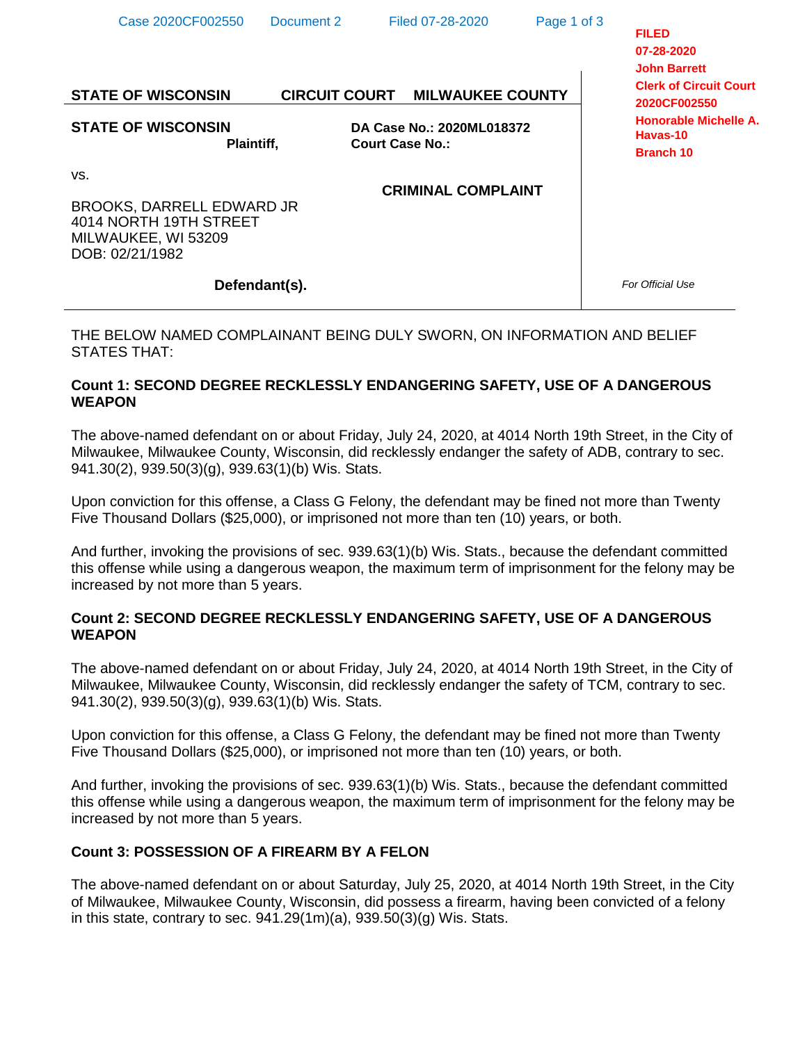FILED
07-28-2020
John Barrett
Clerk of Circuit Court
2020CF002550
Honorable Michelle A. Havas-10
Branch 10

**STATE OF WISCONSIN CIRCUIT COURT MILWAUKEE COUNTY**

**STATE OF WISCONSIN**
**Plaintiff,**

**DA Case No.: 2020ML018372**
**Court Case No.:**

vs.

BROOKS, DARRELL EDWARD JR
4014 NORTH 19TH STREET
MILWAUKEE, WI 53209
DOB: 02/21/1982

**Defendant(s).**

**CRIMINAL COMPLAINT**

*For Official Use*

THE BELOW NAMED COMPLAINANT BEING DULY SWORN, ON INFORMATION AND BELIEF STATES THAT:

**Count 1: SECOND DEGREE RECKLESSLY ENDANGERING SAFETY, USE OF A DANGEROUS WEAPON**

The above-named defendant on or about Friday, July 24, 2020, at 4014 North 19th Street, in the City of Milwaukee, Milwaukee County, Wisconsin, did recklessly endanger the safety of ADB, contrary to sec. 941.30(2), 939.50(3)(g), 939.63(1)(b) Wis. Stats.

Upon conviction for this offense, a Class G Felony, the defendant may be fined not more than Twenty Five Thousand Dollars ($25,000), or imprisoned not more than ten (10) years, or both.

And further, invoking the provisions of sec. 939.63(1)(b) Wis. Stats., because the defendant committed this offense while using a dangerous weapon, the maximum term of imprisonment for the felony may be increased by not more than 5 years.

**Count 2: SECOND DEGREE RECKLESSLY ENDANGERING SAFETY, USE OF A DANGEROUS WEAPON**

The above-named defendant on or about Friday, July 24, 2020, at 4014 North 19th Street, in the City of Milwaukee, Milwaukee County, Wisconsin, did recklessly endanger the safety of TCM, contrary to sec. 941.30(2), 939.50(3)(g), 939.63(1)(b) Wis. Stats.

Upon conviction for this offense, a Class G Felony, the defendant may be fined not more than Twenty Five Thousand Dollars ($25,000), or imprisoned not more than ten (10) years, or both.

And further, invoking the provisions of sec. 939.63(1)(b) Wis. Stats., because the defendant committed this offense while using a dangerous weapon, the maximum term of imprisonment for the felony may be increased by not more than 5 years.

**Count 3: POSSESSION OF A FIREARM BY A FELON**

The above-named defendant on or about Saturday, July 25, 2020, at 4014 North 19th Street, in the City of Milwaukee, Milwaukee County, Wisconsin, did possess a firearm, having been convicted of a felony in this state, contrary to sec. 941.29(1m)(a), 939.50(3)(g) Wis. Stats.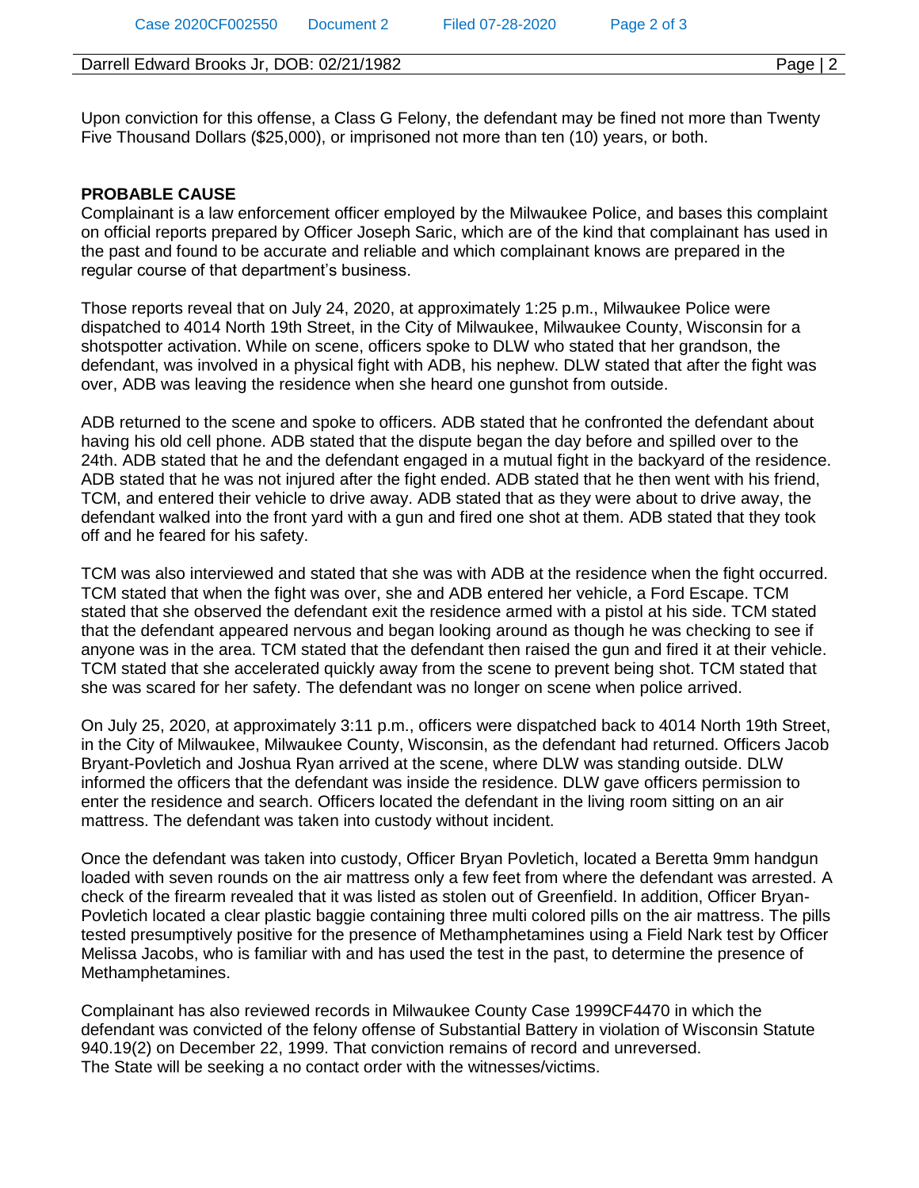Upon conviction for this offense, a Class G Felony, the defendant may be fined not more than Twenty Five Thousand Dollars ($25,000), or imprisoned not more than ten (10) years, or both.

**PROBABLE CAUSE**

Complainant is a law enforcement officer employed by the Milwaukee Police, and bases this complaint on official reports prepared by Officer Joseph Saric, which are of the kind that complainant has used in the past and found to be accurate and reliable and which complainant knows are prepared in the regular course of that department's business.

Those reports reveal that on July 24, 2020, at approximately 1:25 p.m., Milwaukee Police were dispatched to 4014 North 19th Street, in the City of Milwaukee, Milwaukee County, Wisconsin for a shotspotter activation. While on scene, officers spoke to DLW who stated that her grandson, the defendant, was involved in a physical fight with ADB, his nephew. DLW stated that after the fight was over, ADB was leaving the residence when she heard one gunshot from outside.

ADB returned to the scene and spoke to officers. ADB stated that he confronted the defendant about having his old cell phone. ADB stated that the dispute began the day before and spilled over to the 24th. ADB stated that he and the defendant engaged in a mutual fight in the backyard of the residence. ADB stated that he was not injured after the fight ended. ADB stated that he then went with his friend, TCM, and entered their vehicle to drive away. ADB stated that as they were about to drive away, the defendant walked into the front yard with a gun and fired one shot at them. ADB stated that they took off and he feared for his safety.

TCM was also interviewed and stated that she was with ADB at the residence when the fight occurred. TCM stated that when the fight was over, she and ADB entered her vehicle, a Ford Escape. TCM stated that she observed the defendant exit the residence armed with a pistol at his side. TCM stated that the defendant appeared nervous and began looking around as though he was checking to see if anyone was in the area. TCM stated that the defendant then raised the gun and fired it at their vehicle. TCM stated that she accelerated quickly away from the scene to prevent being shot. TCM stated that she was scared for her safety. The defendant was no longer on scene when police arrived.

On July 25, 2020, at approximately 3:11 p.m., officers were dispatched back to 4014 North 19th Street, in the City of Milwaukee, Milwaukee County, Wisconsin, as the defendant had returned. Officers Jacob Bryant-Povletich and Joshua Ryan arrived at the scene, where DLW was standing outside. DLW informed the officers that the defendant was inside the residence. DLW gave officers permission to enter the residence and search. Officers located the defendant in the living room sitting on an air mattress. The defendant was taken into custody without incident.

Once the defendant was taken into custody, Officer Bryan Povletich, located a Beretta 9mm handgun loaded with seven rounds on the air mattress only a few feet from where the defendant was arrested. A check of the firearm revealed that it was listed as stolen out of Greenfield. In addition, Officer Bryan-Povletich located a clear plastic baggie containing three multi colored pills on the air mattress. The pills tested presumptively positive for the presence of Methamphetamines using a Field Nark test by Officer Melissa Jacobs, who is familiar with and has used the test in the past, to determine the presence of Methamphetamines.

Complainant has also reviewed records in Milwaukee County Case 1999CF4470 in which the defendant was convicted of the felony offense of Substantial Battery in violation of Wisconsin Statute 940.19(2) on December 22, 1999. That conviction remains of record and unreversed.
The State will be seeking a no contact order with the witnesses/victims.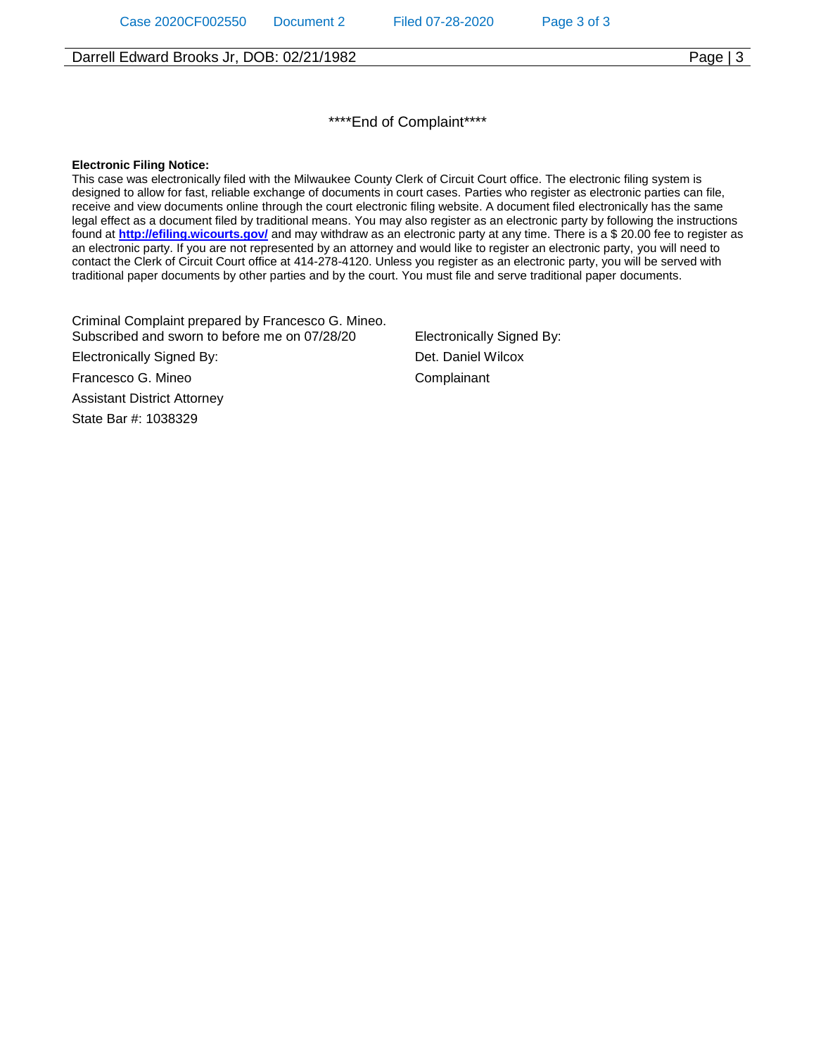\*\*\*\*End of Complaint\*\*\*\*

**Electronic Filing Notice:**
This case was electronically filed with the Milwaukee County Clerk of Circuit Court office. The electronic filing system is designed to allow for fast, reliable exchange of documents in court cases. Parties who register as electronic parties can file, receive and view documents online through the court electronic filing website. A document filed electronically has the same legal effect as a document filed by traditional means. You may also register as an electronic party by following the instructions found at **http://efiling.wicourts.gov/** and may withdraw as an electronic party at any time. There is a $ 20.00 fee to register as an electronic party. If you are not represented by an attorney and would like to register an electronic party, you will need to contact the Clerk of Circuit Court office at 414-278-4120. Unless you register as an electronic party, you will be served with traditional paper documents by other parties and by the court. You must file and serve traditional paper documents.

Criminal Complaint prepared by Francesco G. Mineo.
Subscribed and sworn to before me on 07/28/20

Electronically Signed By:
Francesco G. Mineo
Assistant District Attorney
State Bar #: 1038329

Electronically Signed By:
Det. Daniel Wilcox
Complainant